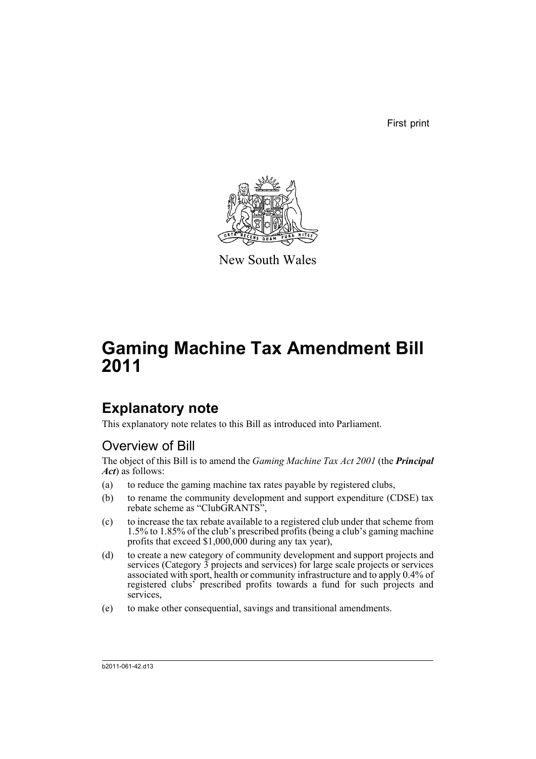First print

New South Wales

# Gaming Machine Tax Amendment Bill 2011

## Explanatory note

This explanatory note relates to this Bill as introduced into Parliament.

### Overview of Bill

The object of this Bill is to amend the *Gaming Machine Tax Act 2001* (the ***Principal Act***) as follows:

(a) to reduce the gaming machine tax rates payable by registered clubs,

(b) to rename the community development and support expenditure (CDSE) tax rebate scheme as "ClubGRANTS",

(c) to increase the tax rebate available to a registered club under that scheme from 1.5% to 1.85% of the club's prescribed profits (being a club's gaming machine profits that exceed $1,000,000 during any tax year),

(d) to create a new category of community development and support projects and services (Category 3 projects and services) for large scale projects or services associated with sport, health or community infrastructure and to apply 0.4% of registered clubs' prescribed profits towards a fund for such projects and services,

(e) to make other consequential, savings and transitional amendments.

b2011-061-42.d13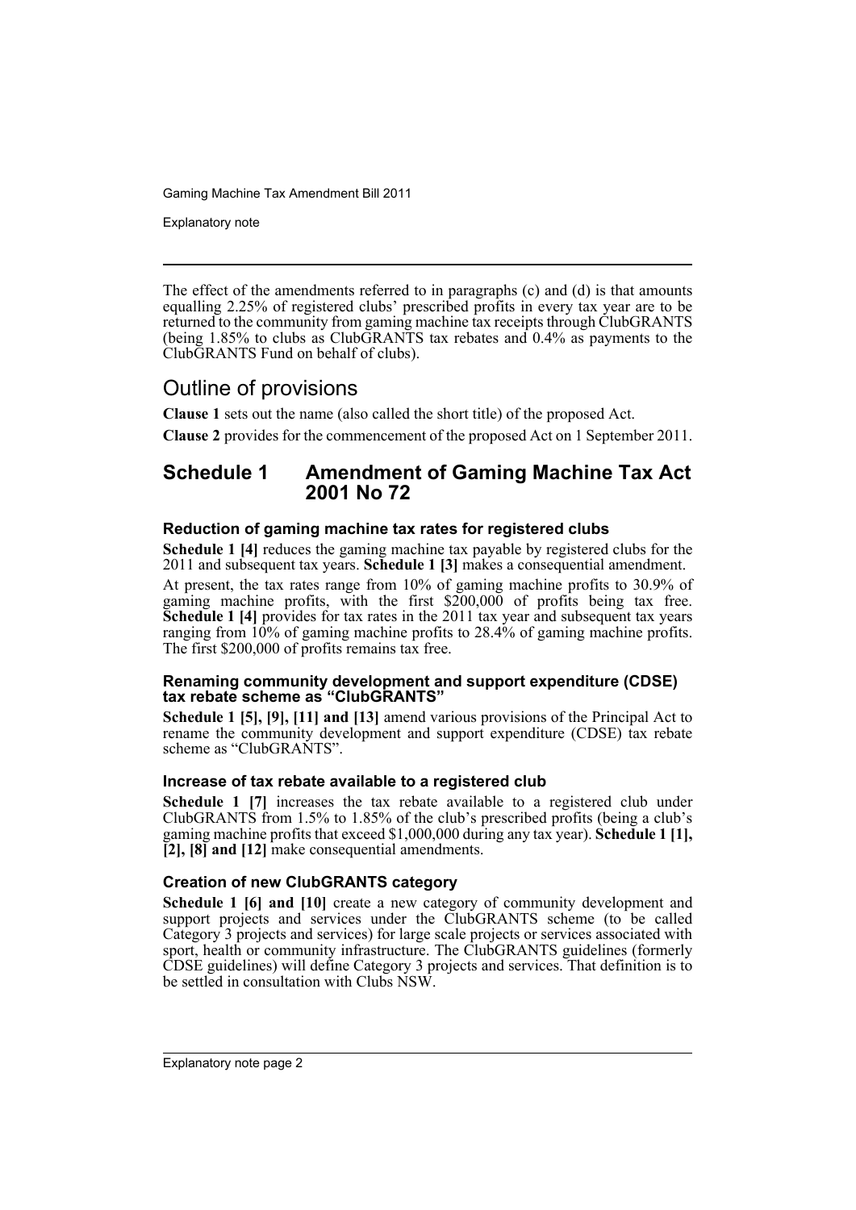The effect of the amendments referred to in paragraphs (c) and (d) is that amounts equalling 2.25% of registered clubs' prescribed profits in every tax year are to be returned to the community from gaming machine tax receipts through ClubGRANTS (being 1.85% to clubs as ClubGRANTS tax rebates and 0.4% as payments to the ClubGRANTS Fund on behalf of clubs).

## Outline of provisions

**Clause 1** sets out the name (also called the short title) of the proposed Act.

**Clause 2** provides for the commencement of the proposed Act on 1 September 2011.

## Schedule 1 Amendment of Gaming Machine Tax Act 2001 No 72

### Reduction of gaming machine tax rates for registered clubs

**Schedule 1 [4]** reduces the gaming machine tax payable by registered clubs for the 2011 and subsequent tax years. **Schedule 1 [3]** makes a consequential amendment.

At present, the tax rates range from 10% of gaming machine profits to 30.9% of gaming machine profits, with the first $200,000 of profits being tax free. **Schedule 1 [4]** provides for tax rates in the 2011 tax year and subsequent tax years ranging from 10% of gaming machine profits to 28.4% of gaming machine profits. The first $200,000 of profits remains tax free.

### Renaming community development and support expenditure (CDSE) tax rebate scheme as "ClubGRANTS"

**Schedule 1 [5], [9], [11] and [13]** amend various provisions of the Principal Act to rename the community development and support expenditure (CDSE) tax rebate scheme as "ClubGRANTS".

### Increase of tax rebate available to a registered club

**Schedule 1 [7]** increases the tax rebate available to a registered club under ClubGRANTS from 1.5% to 1.85% of the club's prescribed profits (being a club's gaming machine profits that exceed $1,000,000 during any tax year). **Schedule 1 [1], [2], [8] and [12]** make consequential amendments.

### Creation of new ClubGRANTS category

**Schedule 1 [6] and [10]** create a new category of community development and support projects and services under the ClubGRANTS scheme (to be called Category 3 projects and services) for large scale projects or services associated with sport, health or community infrastructure. The ClubGRANTS guidelines (formerly CDSE guidelines) will define Category 3 projects and services. That definition is to be settled in consultation with Clubs NSW.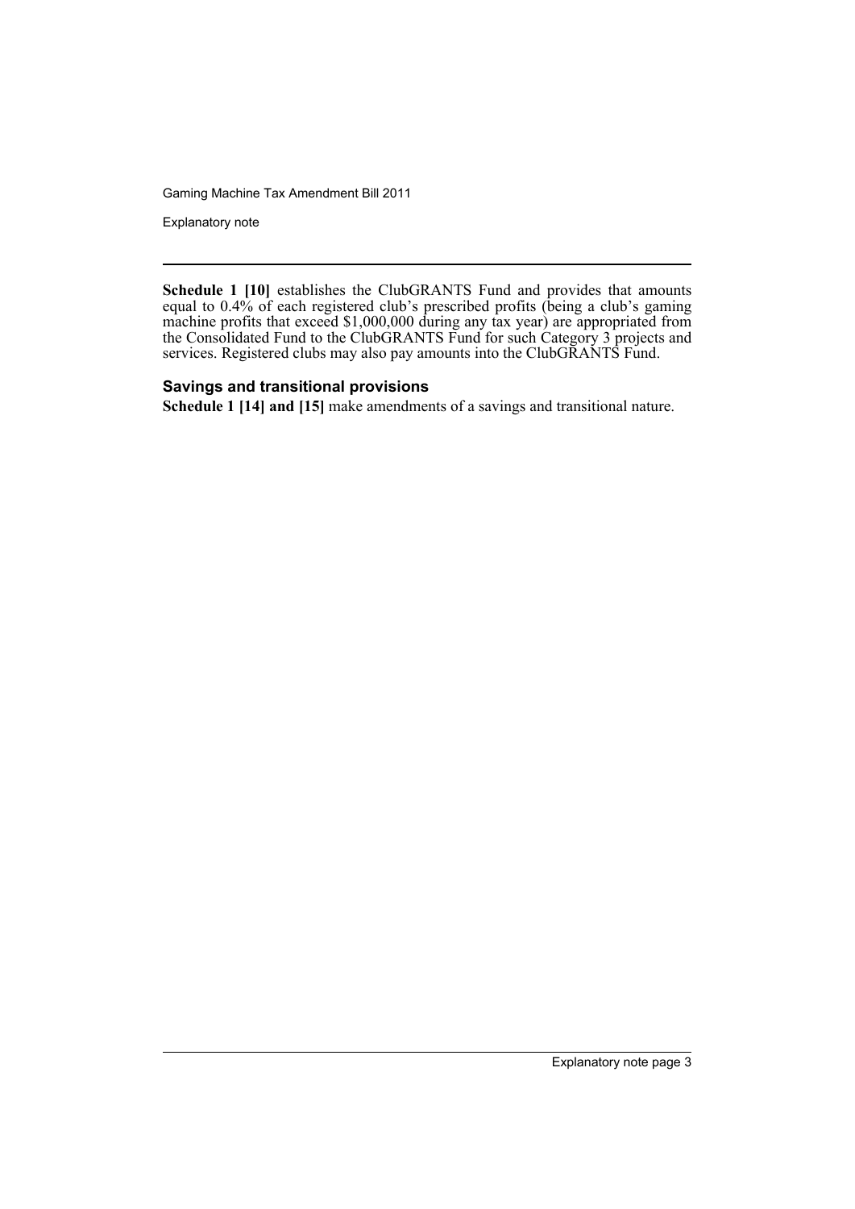**Schedule 1 [10]** establishes the ClubGRANTS Fund and provides that amounts equal to 0.4% of each registered club's prescribed profits (being a club's gaming machine profits that exceed $1,000,000 during any tax year) are appropriated from the Consolidated Fund to the ClubGRANTS Fund for such Category 3 projects and services. Registered clubs may also pay amounts into the ClubGRANTS Fund.

### Savings and transitional provisions

**Schedule 1 [14] and [15]** make amendments of a savings and transitional nature.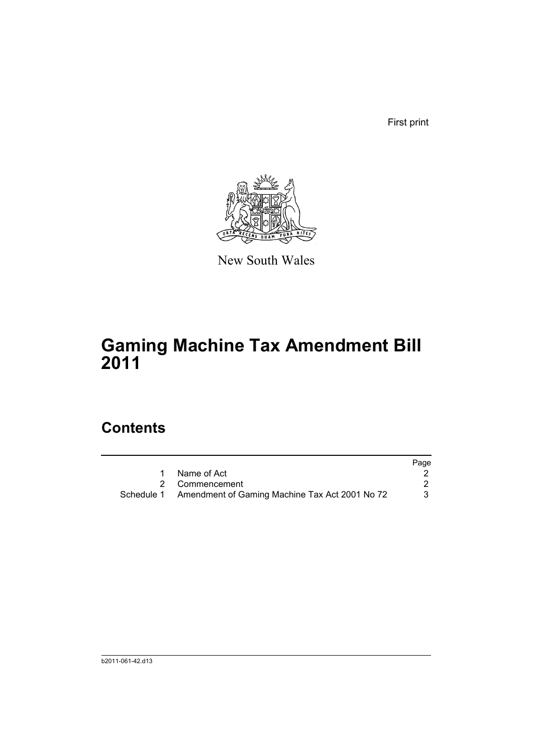First print

New South Wales

# Gaming Machine Tax Amendment Bill 2011

## Contents

| | | Page |
|---|---|---|
| 1 | Name of Act | 2 |
| 2 | Commencement | 2 |
| Schedule 1 | Amendment of Gaming Machine Tax Act 2001 No 72 | 3 |

b2011-061-42.d13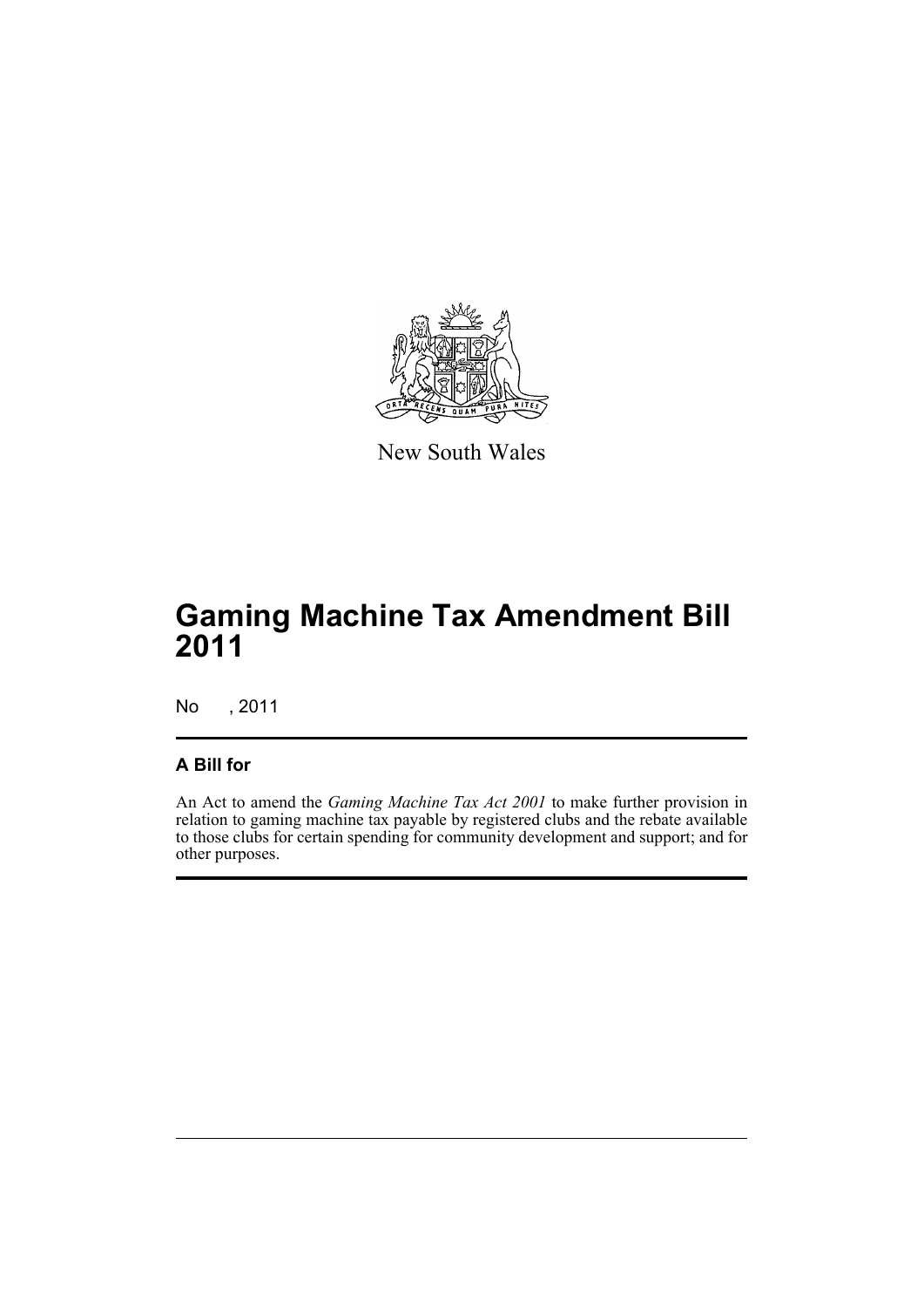New South Wales

# Gaming Machine Tax Amendment Bill 2011

No , 2011

## A Bill for

An Act to amend the *Gaming Machine Tax Act 2001* to make further provision in relation to gaming machine tax payable by registered clubs and the rebate available to those clubs for certain spending for community development and support; and for other purposes.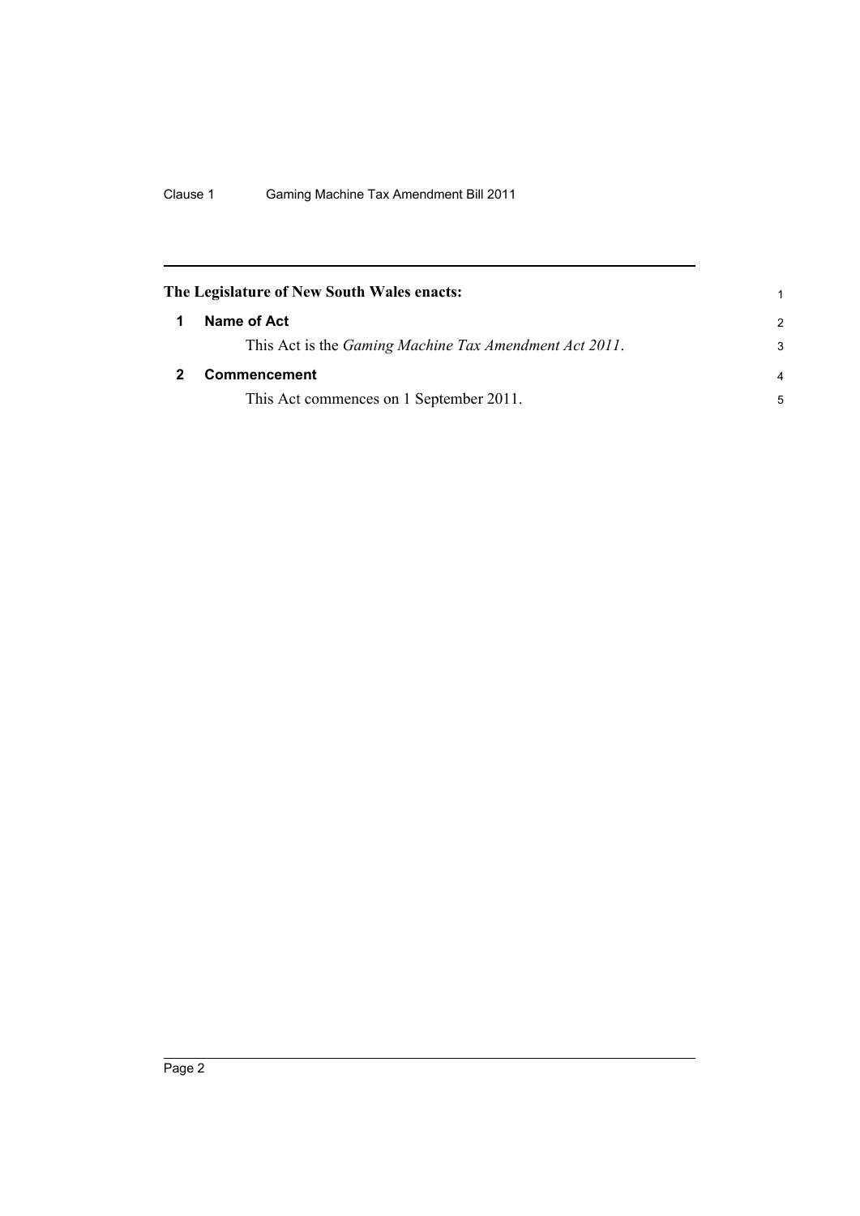**The Legislature of New South Wales enacts:**

## 1 Name of Act

This Act is the *Gaming Machine Tax Amendment Act 2011*.

## 2 Commencement

This Act commences on 1 September 2011.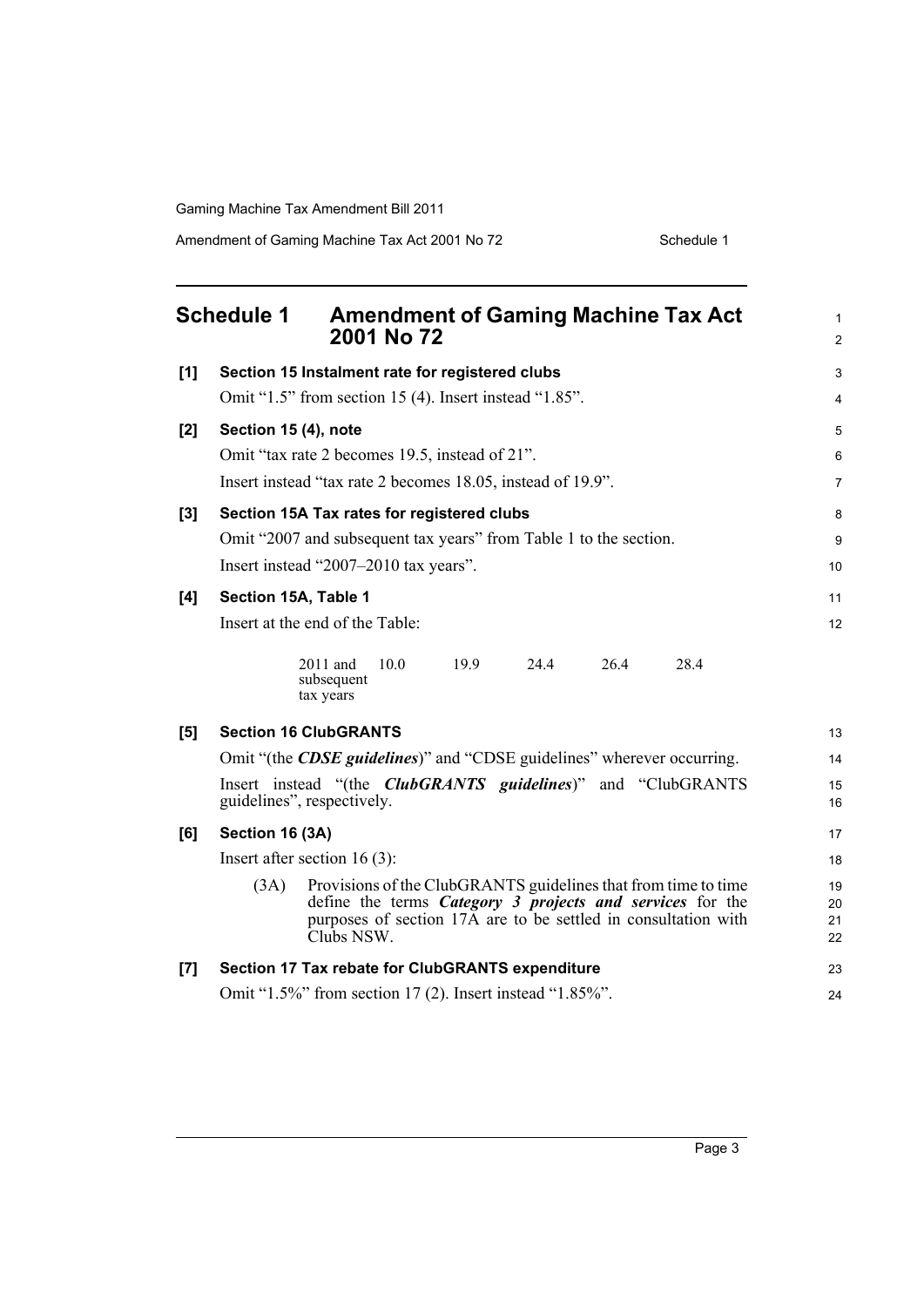# Schedule 1 Amendment of Gaming Machine Tax Act 2001 No 72

**[1] Section 15 Instalment rate for registered clubs**

Omit "1.5" from section 15 (4). Insert instead "1.85".

**[2] Section 15 (4), note**

Omit "tax rate 2 becomes 19.5, instead of 21".

Insert instead "tax rate 2 becomes 18.05, instead of 19.9".

**[3] Section 15A Tax rates for registered clubs**

Omit "2007 and subsequent tax years" from Table 1 to the section.

Insert instead "2007–2010 tax years".

**[4] Section 15A, Table 1**

Insert at the end of the Table:

| | | | | | |
|---|---|---|---|---|---|
| 2011 and subsequent tax years | 10.0 | 19.9 | 24.4 | 26.4 | 28.4 |

**[5] Section 16 ClubGRANTS**

Omit "(the ***CDSE guidelines***)" and "CDSE guidelines" wherever occurring.

Insert instead "(the ***ClubGRANTS guidelines***)" and "ClubGRANTS guidelines", respectively.

**[6] Section 16 (3A)**

Insert after section 16 (3):

(3A) Provisions of the ClubGRANTS guidelines that from time to time define the terms ***Category 3 projects and services*** for the purposes of section 17A are to be settled in consultation with Clubs NSW.

**[7] Section 17 Tax rebate for ClubGRANTS expenditure**

Omit "1.5%" from section 17 (2). Insert instead "1.85%".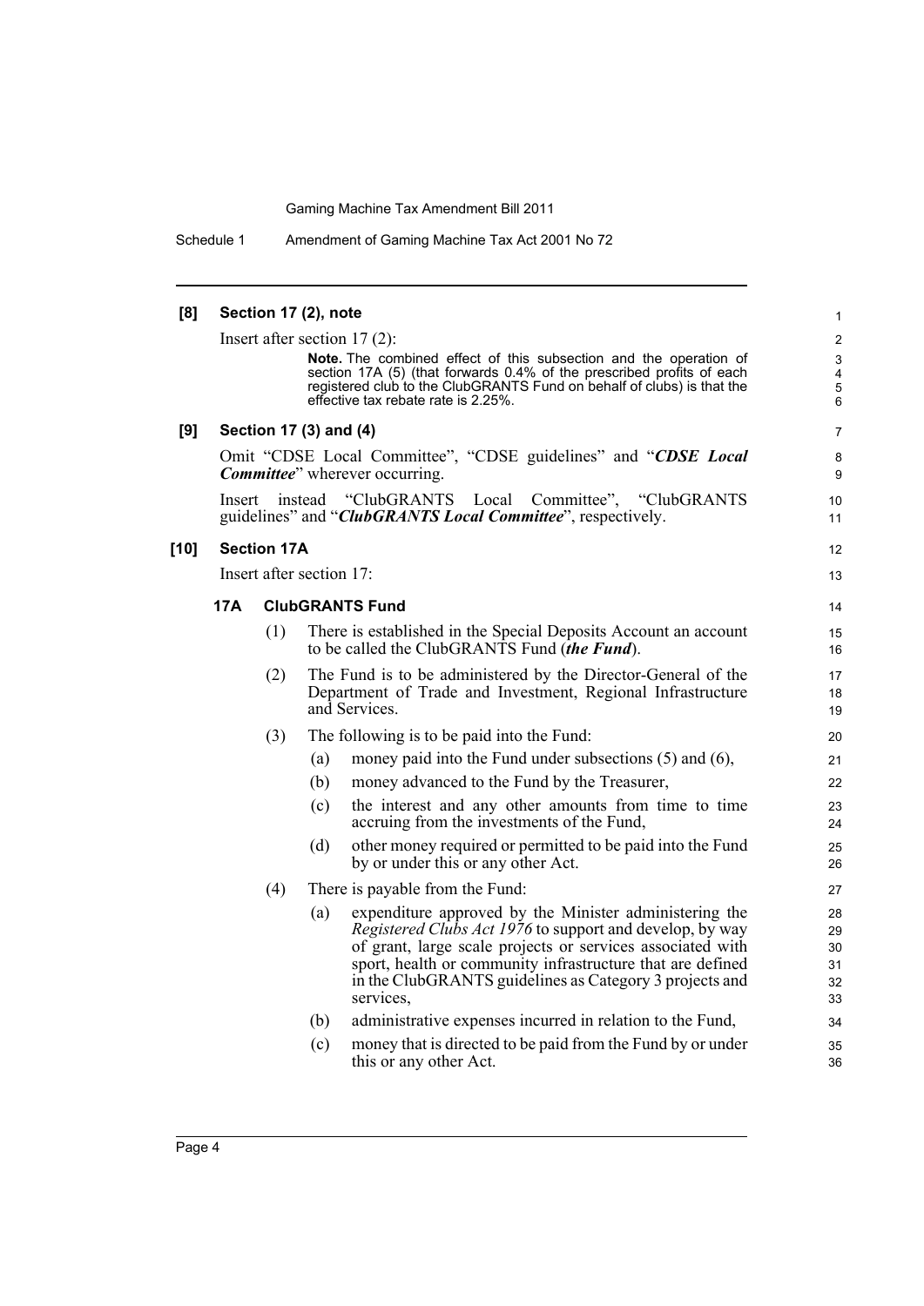**[8] Section 17 (2), note**

Insert after section 17 (2):

> **Note.** The combined effect of this subsection and the operation of section 17A (5) (that forwards 0.4% of the prescribed profits of each registered club to the ClubGRANTS Fund on behalf of clubs) is that the effective tax rebate rate is 2.25%.

**[9] Section 17 (3) and (4)**

Omit "CDSE Local Committee", "CDSE guidelines" and "***CDSE Local Committee***" wherever occurring.

Insert instead "ClubGRANTS Local Committee", "ClubGRANTS guidelines" and "***ClubGRANTS Local Committee***", respectively.

**[10] Section 17A**

Insert after section 17:

**17A ClubGRANTS Fund**

(1) There is established in the Special Deposits Account an account to be called the ClubGRANTS Fund (***the Fund***).

(2) The Fund is to be administered by the Director-General of the Department of Trade and Investment, Regional Infrastructure and Services.

(3) The following is to be paid into the Fund:

- (a) money paid into the Fund under subsections (5) and (6),
- (b) money advanced to the Fund by the Treasurer,
- (c) the interest and any other amounts from time to time accruing from the investments of the Fund,
- (d) other money required or permitted to be paid into the Fund by or under this or any other Act.

(4) There is payable from the Fund:

- (a) expenditure approved by the Minister administering the *Registered Clubs Act 1976* to support and develop, by way of grant, large scale projects or services associated with sport, health or community infrastructure that are defined in the ClubGRANTS guidelines as Category 3 projects and services,
- (b) administrative expenses incurred in relation to the Fund,
- (c) money that is directed to be paid from the Fund by or under this or any other Act.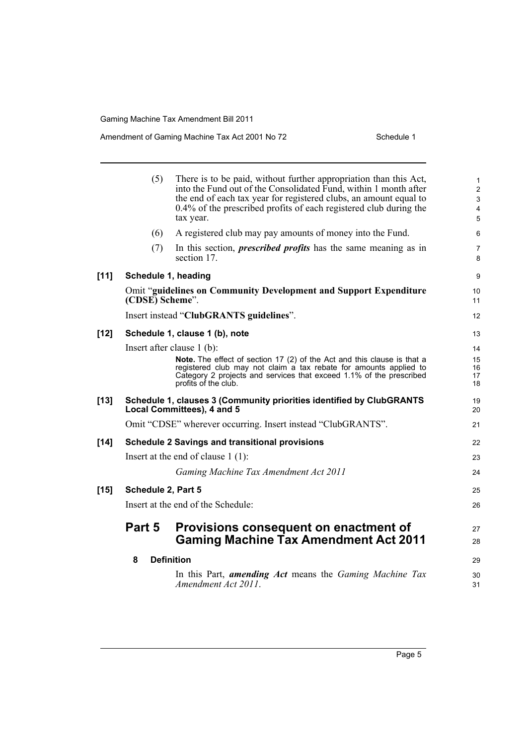(5) There is to be paid, without further appropriation than this Act, into the Fund out of the Consolidated Fund, within 1 month after the end of each tax year for registered clubs, an amount equal to 0.4% of the prescribed profits of each registered club during the tax year.

(6) A registered club may pay amounts of money into the Fund.

(7) In this section, ***prescribed profits*** has the same meaning as in section 17.

**[11] Schedule 1, heading**

Omit "**guidelines on Community Development and Support Expenditure (CDSE) Scheme**".

Insert instead "**ClubGRANTS guidelines**".

**[12] Schedule 1, clause 1 (b), note**

Insert after clause 1 (b):

> **Note.** The effect of section 17 (2) of the Act and this clause is that a registered club may not claim a tax rebate for amounts applied to Category 2 projects and services that exceed 1.1% of the prescribed profits of the club.

**[13] Schedule 1, clauses 3 (Community priorities identified by ClubGRANTS Local Committees), 4 and 5**

Omit "CDSE" wherever occurring. Insert instead "ClubGRANTS".

**[14] Schedule 2 Savings and transitional provisions**

Insert at the end of clause 1 (1):

*Gaming Machine Tax Amendment Act 2011*

**[15] Schedule 2, Part 5**

Insert at the end of the Schedule:

## Part 5 Provisions consequent on enactment of Gaming Machine Tax Amendment Act 2011

### 8 Definition

In this Part, ***amending Act*** means the *Gaming Machine Tax Amendment Act 2011*.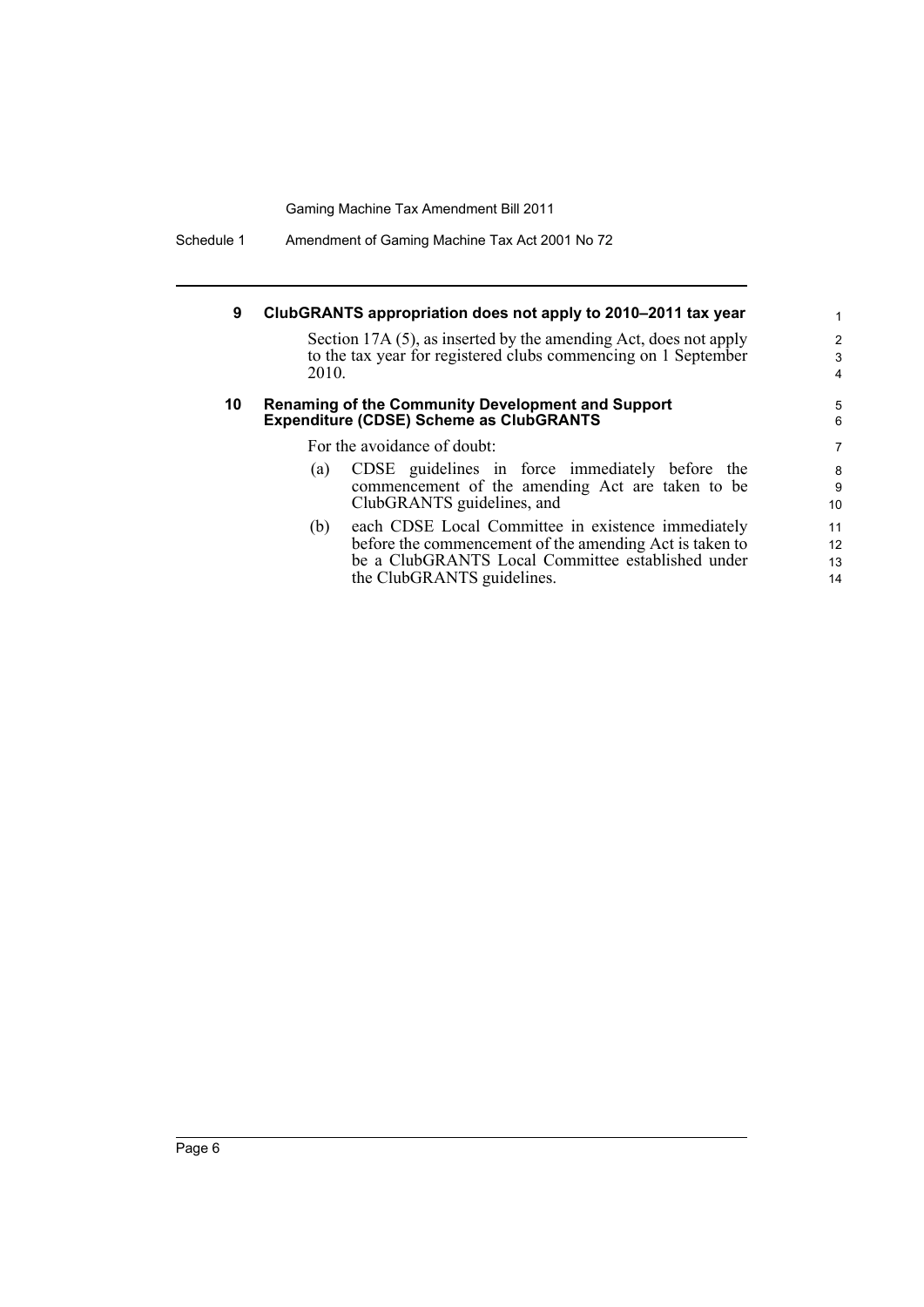### 9 ClubGRANTS appropriation does not apply to 2010–2011 tax year

Section 17A (5), as inserted by the amending Act, does not apply to the tax year for registered clubs commencing on 1 September 2010.

### 10 Renaming of the Community Development and Support Expenditure (CDSE) Scheme as ClubGRANTS

For the avoidance of doubt:

(a) CDSE guidelines in force immediately before the commencement of the amending Act are taken to be ClubGRANTS guidelines, and

(b) each CDSE Local Committee in existence immediately before the commencement of the amending Act is taken to be a ClubGRANTS Local Committee established under the ClubGRANTS guidelines.